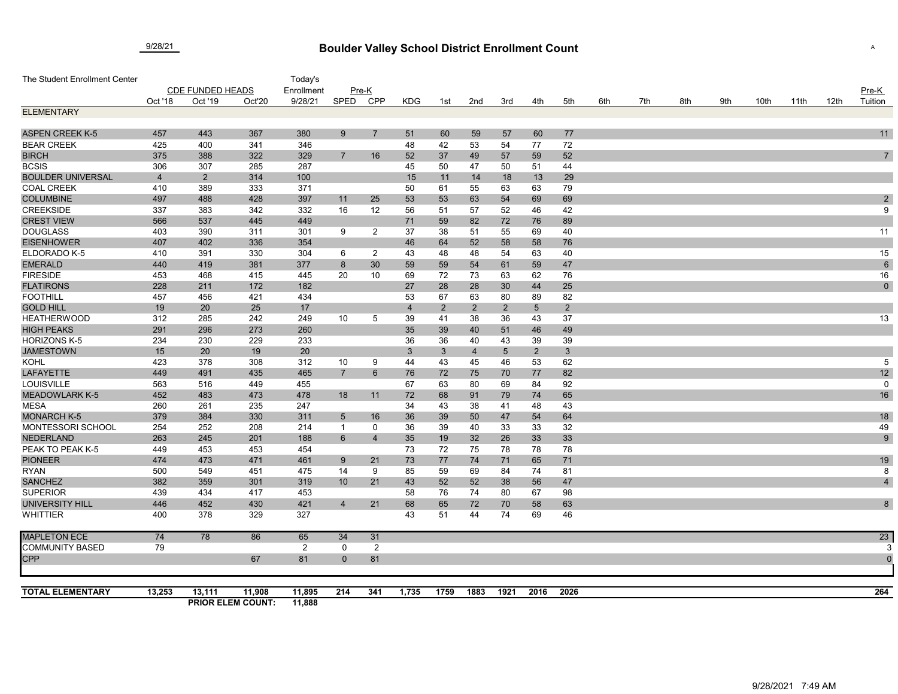9/28/21

# Boulder Valley School District Enrollment Count

A

| The Student Enrollment Center | CDE FUNDED HEADS | | | Today's Enrollment | Pre-K | | | | | | | | | | | | | | | | Pre-K |
|---|---|---|---|---|---|---|---|---|---|---|---|---|---|---|---|---|---|---|---|---|---|
| | Oct '18 | Oct '19 | Oct'20 | 9/28/21 | SPED | CPP | KDG | 1st | 2nd | 3rd | 4th | 5th | 6th | 7th | 8th | 9th | 10th | 11th | 12th | | Tuition |
| **ELEMENTARY** | | | | | | | | | | | | | | | | | | | | | |
| ASPEN CREEK K-5 | 457 | 443 | 367 | 380 | 9 | 7 | 51 | 60 | 59 | 57 | 60 | 77 | | | | | | | | | 11 |
| BEAR CREEK | 425 | 400 | 341 | 346 | | | 48 | 42 | 53 | 54 | 77 | 72 | | | | | | | | | |
| BIRCH | 375 | 388 | 322 | 329 | 7 | 16 | 52 | 37 | 49 | 57 | 59 | 52 | | | | | | | | | 7 |
| BCSIS | 306 | 307 | 285 | 287 | | | 45 | 50 | 47 | 50 | 51 | 44 | | | | | | | | | |
| BOULDER UNIVERSAL | 4 | 2 | 314 | 100 | | | 15 | 11 | 14 | 18 | 13 | 29 | | | | | | | | | |
| COAL CREEK | 410 | 389 | 333 | 371 | | | 50 | 61 | 55 | 63 | 63 | 79 | | | | | | | | | |
| COLUMBINE | 497 | 488 | 428 | 397 | 11 | 25 | 53 | 53 | 63 | 54 | 69 | 69 | | | | | | | | | 2 |
| CREEKSIDE | 337 | 383 | 342 | 332 | 16 | 12 | 56 | 51 | 57 | 52 | 46 | 42 | | | | | | | | | 9 |
| CREST VIEW | 566 | 537 | 445 | 449 | | | 71 | 59 | 82 | 72 | 76 | 89 | | | | | | | | | |
| DOUGLASS | 403 | 390 | 311 | 301 | 9 | 2 | 37 | 38 | 51 | 55 | 69 | 40 | | | | | | | | | 11 |
| EISENHOWER | 407 | 402 | 336 | 354 | | | 46 | 64 | 52 | 58 | 58 | 76 | | | | | | | | | |
| ELDORADO K-5 | 410 | 391 | 330 | 304 | 6 | 2 | 43 | 48 | 48 | 54 | 63 | 40 | | | | | | | | | 15 |
| EMERALD | 440 | 419 | 381 | 377 | 8 | 30 | 59 | 59 | 54 | 61 | 59 | 47 | | | | | | | | | 6 |
| FIRESIDE | 453 | 468 | 415 | 445 | 20 | 10 | 69 | 72 | 73 | 63 | 62 | 76 | | | | | | | | | 16 |
| FLATIRONS | 228 | 211 | 172 | 182 | | | 27 | 28 | 28 | 30 | 44 | 25 | | | | | | | | | 0 |
| FOOTHILL | 457 | 456 | 421 | 434 | | | 53 | 67 | 63 | 80 | 89 | 82 | | | | | | | | | |
| GOLD HILL | 19 | 20 | 25 | 17 | | | 4 | 2 | 2 | 2 | 5 | 2 | | | | | | | | | |
| HEATHERWOOD | 312 | 285 | 242 | 249 | 10 | 5 | 39 | 41 | 38 | 36 | 43 | 37 | | | | | | | | | 13 |
| HIGH PEAKS | 291 | 296 | 273 | 260 | | | 35 | 39 | 40 | 51 | 46 | 49 | | | | | | | | | |
| HORIZONS K-5 | 234 | 230 | 229 | 233 | | | 36 | 36 | 40 | 43 | 39 | 39 | | | | | | | | | |
| JAMESTOWN | 15 | 20 | 19 | 20 | | | 3 | 3 | 4 | 5 | 2 | 3 | | | | | | | | | |
| KOHL | 423 | 378 | 308 | 312 | 10 | 9 | 44 | 43 | 45 | 46 | 53 | 62 | | | | | | | | | 5 |
| LAFAYETTE | 449 | 491 | 435 | 465 | 7 | 6 | 76 | 72 | 75 | 70 | 77 | 82 | | | | | | | | | 12 |
| LOUISVILLE | 563 | 516 | 449 | 455 | | | 67 | 63 | 80 | 69 | 84 | 92 | | | | | | | | | 0 |
| MEADOWLARK K-5 | 452 | 483 | 473 | 478 | 18 | 11 | 72 | 68 | 91 | 79 | 74 | 65 | | | | | | | | | 16 |
| MESA | 260 | 261 | 235 | 247 | | | 34 | 43 | 38 | 41 | 48 | 43 | | | | | | | | | |
| MONARCH K-5 | 379 | 384 | 330 | 311 | 5 | 16 | 36 | 39 | 50 | 47 | 54 | 64 | | | | | | | | | 18 |
| MONTESSORI SCHOOL | 254 | 252 | 208 | 214 | 1 | 0 | 36 | 39 | 40 | 33 | 33 | 32 | | | | | | | | | 49 |
| NEDERLAND | 263 | 245 | 201 | 188 | 6 | 4 | 35 | 19 | 32 | 26 | 33 | 33 | | | | | | | | | 9 |
| PEAK TO PEAK K-5 | 449 | 453 | 453 | 454 | | | 73 | 72 | 75 | 78 | 78 | 78 | | | | | | | | | |
| PIONEER | 474 | 473 | 471 | 461 | 9 | 21 | 73 | 77 | 74 | 71 | 65 | 71 | | | | | | | | | 19 |
| RYAN | 500 | 549 | 451 | 475 | 14 | 9 | 85 | 59 | 69 | 84 | 74 | 81 | | | | | | | | | 8 |
| SANCHEZ | 382 | 359 | 301 | 319 | 10 | 21 | 43 | 52 | 52 | 38 | 56 | 47 | | | | | | | | | 4 |
| SUPERIOR | 439 | 434 | 417 | 453 | | | 58 | 76 | 74 | 80 | 67 | 98 | | | | | | | | | |
| UNIVERSITY HILL | 446 | 452 | 430 | 421 | 4 | 21 | 68 | 65 | 72 | 70 | 58 | 63 | | | | | | | | | 8 |
| WHITTIER | 400 | 378 | 329 | 327 | | | 43 | 51 | 44 | 74 | 69 | 46 | | | | | | | | | |
| MAPLETON ECE | 74 | 78 | 86 | 65 | 34 | 31 | | | | | | | | | | | | | | | 23 |
| COMMUNITY BASED | 79 | | | 2 | 0 | 2 | | | | | | | | | | | | | | | 3 |
| CPP | | | 67 | 81 | 0 | 81 | | | | | | | | | | | | | | | 0 |
| **TOTAL ELEMENTARY** | **13,253** | **13,111** | **11,908** | **11,895** | **214** | **341** | **1,735** | **1759** | **1883** | **1921** | **2016** | **2026** | | | | | | | | | **264** |
| | | **PRIOR ELEM COUNT:** | | **11,888** | | | | | | | | | | | | | | | | | |

9/28/2021 7:49 AM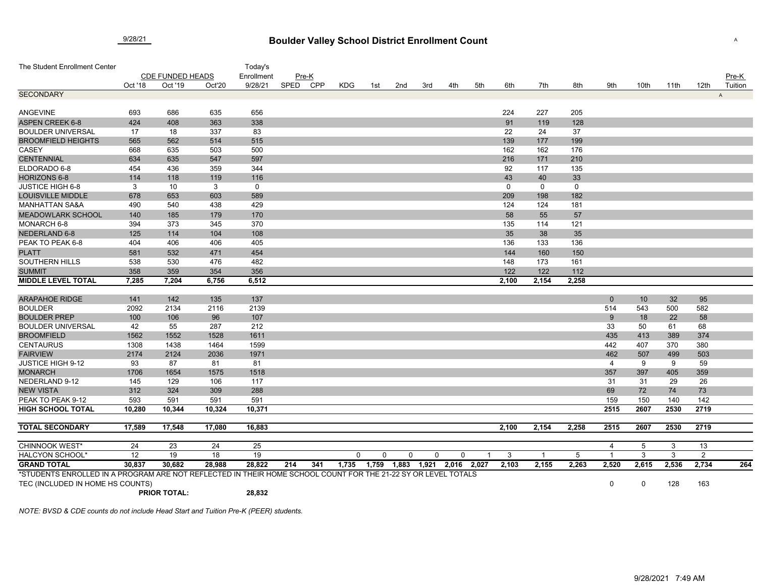9/28/21

# Boulder Valley School District Enrollment Count

| The Student Enrollment Center | CDE FUNDED HEADS | | | Today's Enrollment | Pre-K | | | | | | | | | | | | | | | Pre-K |
|---|---|---|---|---|---|---|---|---|---|---|---|---|---|---|---|---|---|---|---|---|
| | Oct '18 | Oct '19 | Oct'20 | 9/28/21 | SPED | CPP | KDG | 1st | 2nd | 3rd | 4th | 5th | 6th | 7th | 8th | 9th | 10th | 11th | 12th | Tuition |
| **SECONDARY** | | | | | | | | | | | | | | | | | | | | |
| ANGEVINE | 693 | 686 | 635 | 656 | | | | | | | | | 224 | 227 | 205 | | | | | |
| ASPEN CREEK 6-8 | 424 | 408 | 363 | 338 | | | | | | | | | 91 | 119 | 128 | | | | | |
| BOULDER UNIVERSAL | 17 | 18 | 337 | 83 | | | | | | | | | 22 | 24 | 37 | | | | | |
| BROOMFIELD HEIGHTS | 565 | 562 | 514 | 515 | | | | | | | | | 139 | 177 | 199 | | | | | |
| CASEY | 668 | 635 | 503 | 500 | | | | | | | | | 162 | 162 | 176 | | | | | |
| CENTENNIAL | 634 | 635 | 547 | 597 | | | | | | | | | 216 | 171 | 210 | | | | | |
| ELDORADO 6-8 | 454 | 436 | 359 | 344 | | | | | | | | | 92 | 117 | 135 | | | | | |
| HORIZONS 6-8 | 114 | 118 | 119 | 116 | | | | | | | | | 43 | 40 | 33 | | | | | |
| JUSTICE HIGH 6-8 | 3 | 10 | 3 | 0 | | | | | | | | | 0 | 0 | 0 | | | | | |
| LOUISVILLE MIDDLE | 678 | 653 | 603 | 589 | | | | | | | | | 209 | 198 | 182 | | | | | |
| MANHATTAN SA&A | 490 | 540 | 438 | 429 | | | | | | | | | 124 | 124 | 181 | | | | | |
| MEADOWLARK SCHOOL | 140 | 185 | 179 | 170 | | | | | | | | | 58 | 55 | 57 | | | | | |
| MONARCH 6-8 | 394 | 373 | 345 | 370 | | | | | | | | | 135 | 114 | 121 | | | | | |
| NEDERLAND 6-8 | 125 | 114 | 104 | 108 | | | | | | | | | 35 | 38 | 35 | | | | | |
| PEAK TO PEAK 6-8 | 404 | 406 | 406 | 405 | | | | | | | | | 136 | 133 | 136 | | | | | |
| PLATT | 581 | 532 | 471 | 454 | | | | | | | | | 144 | 160 | 150 | | | | | |
| SOUTHERN HILLS | 538 | 530 | 476 | 482 | | | | | | | | | 148 | 173 | 161 | | | | | |
| SUMMIT | 358 | 359 | 354 | 356 | | | | | | | | | 122 | 122 | 112 | | | | | |
| **MIDDLE LEVEL TOTAL** | **7,285** | **7,204** | **6,756** | **6,512** | | | | | | | | | **2,100** | **2,154** | **2,258** | | | | | |
| ARAPAHOE RIDGE | 141 | 142 | 135 | 137 | | | | | | | | | | | | 0 | 10 | 32 | 95 | |
| BOULDER | 2092 | 2134 | 2116 | 2139 | | | | | | | | | | | | 514 | 543 | 500 | 582 | |
| BOULDER PREP | 100 | 106 | 96 | 107 | | | | | | | | | | | | 9 | 18 | 22 | 58 | |
| BOULDER UNIVERSAL | 42 | 55 | 287 | 212 | | | | | | | | | | | | 33 | 50 | 61 | 68 | |
| BROOMFIELD | 1562 | 1552 | 1528 | 1611 | | | | | | | | | | | | 435 | 413 | 389 | 374 | |
| CENTAURUS | 1308 | 1438 | 1464 | 1599 | | | | | | | | | | | | 442 | 407 | 370 | 380 | |
| FAIRVIEW | 2174 | 2124 | 2036 | 1971 | | | | | | | | | | | | 462 | 507 | 499 | 503 | |
| JUSTICE HIGH 9-12 | 93 | 87 | 81 | 81 | | | | | | | | | | | | 4 | 9 | 9 | 59 | |
| MONARCH | 1706 | 1654 | 1575 | 1518 | | | | | | | | | | | | 357 | 397 | 405 | 359 | |
| NEDERLAND 9-12 | 145 | 129 | 106 | 117 | | | | | | | | | | | | 31 | 31 | 29 | 26 | |
| NEW VISTA | 312 | 324 | 309 | 288 | | | | | | | | | | | | 69 | 72 | 74 | 73 | |
| PEAK TO PEAK 9-12 | 593 | 591 | 591 | 591 | | | | | | | | | | | | 159 | 150 | 140 | 142 | |
| **HIGH SCHOOL TOTAL** | **10,280** | **10,344** | **10,324** | **10,371** | | | | | | | | | | | | **2515** | **2607** | **2530** | **2719** | |
| **TOTAL SECONDARY** | **17,589** | **17,548** | **17,080** | **16,883** | | | | | | | | | **2,100** | **2,154** | **2,258** | **2515** | **2607** | **2530** | **2719** | |
| CHINNOOK WEST* | 24 | 23 | 24 | 25 | | | | | | | | | | | | 4 | 5 | 3 | 13 | |
| HALCYON SCHOOL* | 12 | 19 | 18 | 19 | | | 0 | 0 | 0 | 0 | 0 | 1 | 3 | 1 | 5 | 1 | 3 | 3 | 2 | |
| **GRAND TOTAL** | **30,837** | **30,682** | **28,988** | **28,822** | **214** | **341** | **1,735** | **1,759** | **1,883** | **1,921** | **2,016** | **2,027** | **2,103** | **2,155** | **2,263** | **2,520** | **2,615** | **2,536** | **2,734** | **264** |

*STUDENTS ENROLLED IN A PROGRAM ARE NOT REFLECTED IN THEIR HOME SCHOOL COUNT FOR THE 21-22 SY OR LEVEL TOTALS

| | 9th | 10th | 11th | 12th |
|---|---|---|---|---|
| TEC (INCLUDED IN HOME HS COUNTS) | 0 | 0 | 128 | 163 |

**PRIOR TOTAL:** 28,832

*NOTE: BVSD & CDE counts do not include Head Start and Tuition Pre-K (PEER) students.*

9/28/2021 7:49 AM